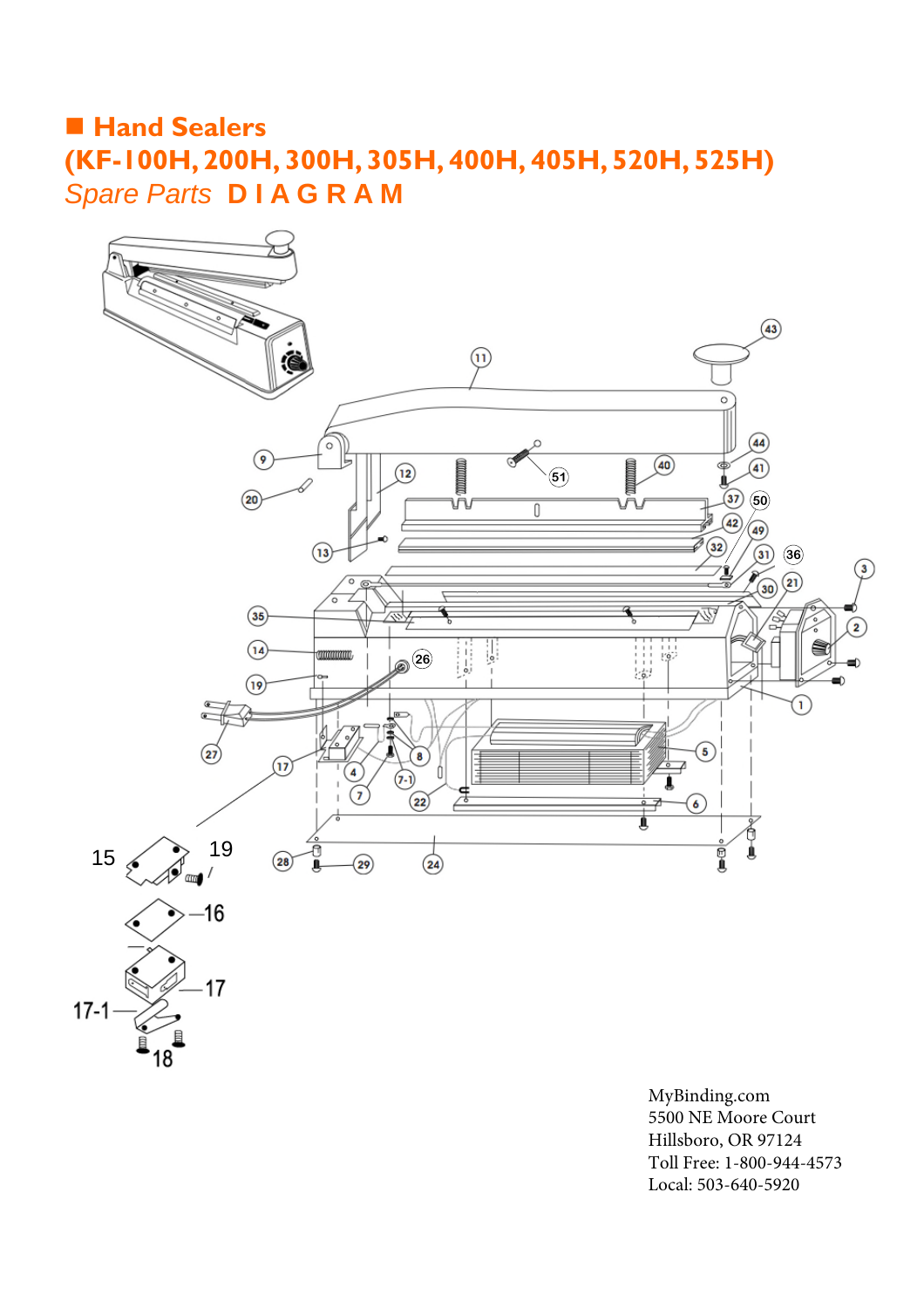# ■ Hand Sealers

## (KF-100H, 200H, 300H, 305H, 400H, 405H, 520H, 525H)

## *Spare Parts* DIAGRAM

MyBinding.com
5500 NE Moore Court
Hillsboro, OR 97124
Toll Free: 1-800-944-4573
Local: 503-640-5920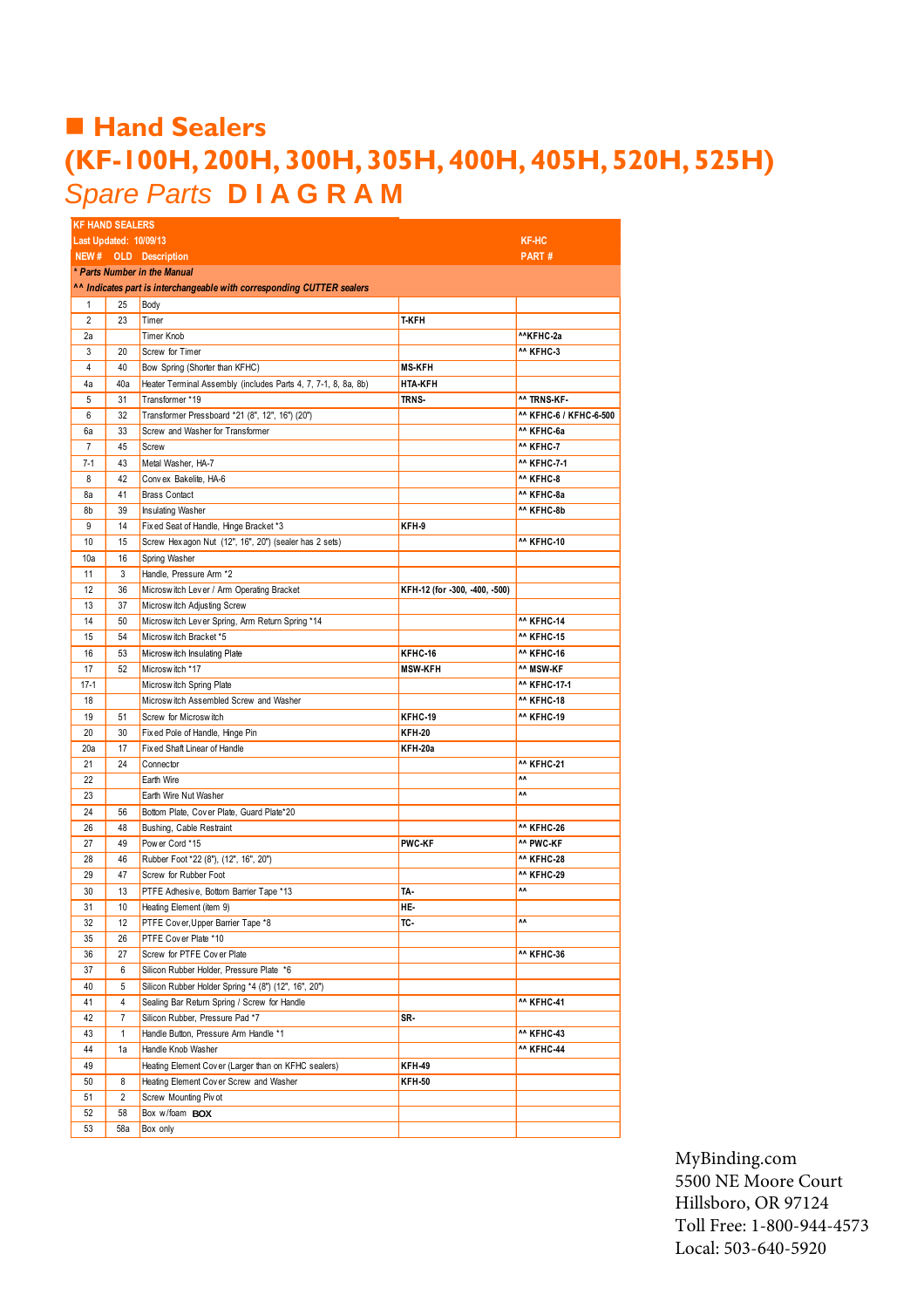# ■ Hand Sealers

## (KF-100H, 200H, 300H, 305H, 400H, 405H, 520H, 525H)

## *Spare Parts* DIAGRAM

| KF HAND SEALERS | | | | |
|---|---|---|---|---|
| Last Updated: 10/09/13 | | | | KF-HC |
| NEW # | OLD | Description | | PART # |
| *\* Parts Number in the Manual* | | | | |
| *^^ Indicates part is interchangeable with corresponding CUTTER sealers* | | | | |
| 1 | 25 | Body | | |
| 2 | 23 | Timer | T-KFH | |
| 2a | | Timer Knob | | ^^KFHC-2a |
| 3 | 20 | Screw for Timer | | ^^ KFHC-3 |
| 4 | 40 | Bow Spring (Shorter than KFHC) | MS-KFH | |
| 4a | 40a | Heater Terminal Assembly (includes Parts 4, 7, 7-1, 8, 8a, 8b) | HTA-KFH | |
| 5 | 31 | Transformer *19 | TRNS- | ^^ TRNS-KF- |
| 6 | 32 | Transformer Pressboard *21 (8", 12", 16") (20") | | ^^ KFHC-6 / KFHC-6-500 |
| 6a | 33 | Screw and Washer for Transformer | | ^^ KFHC-6a |
| 7 | 45 | Screw | | ^^ KFHC-7 |
| 7-1 | 43 | Metal Washer, HA-7 | | ^^ KFHC-7-1 |
| 8 | 42 | Convex Bakelite, HA-6 | | ^^ KFHC-8 |
| 8a | 41 | Brass Contact | | ^^ KFHC-8a |
| 8b | 39 | Insulating Washer | | ^^ KFHC-8b |
| 9 | 14 | Fixed Seat of Handle, Hinge Bracket *3 | KFH-9 | |
| 10 | 15 | Screw Hexagon Nut (12", 16", 20") (sealer has 2 sets) | | ^^ KFHC-10 |
| 10a | 16 | Spring Washer | | |
| 11 | 3 | Handle, Pressure Arm *2 | | |
| 12 | 36 | Microswitch Lever / Arm Operating Bracket | KFH-12 (for -300, -400, -500) | |
| 13 | 37 | Microswitch Adjusting Screw | | |
| 14 | 50 | Microswitch Lever Spring, Arm Return Spring *14 | | ^^ KFHC-14 |
| 15 | 54 | Microswitch Bracket *5 | | ^^ KFHC-15 |
| 16 | 53 | Microswitch Insulating Plate | KFHC-16 | ^^ KFHC-16 |
| 17 | 52 | Microswitch *17 | MSW-KFH | ^^ MSW-KF |
| 17-1 | | Microswitch Spring Plate | | ^^ KFHC-17-1 |
| 18 | | Microswitch Assembled Screw and Washer | | ^^ KFHC-18 |
| 19 | 51 | Screw for Microswitch | KFHC-19 | ^^ KFHC-19 |
| 20 | 30 | Fixed Pole of Handle, Hinge Pin | KFH-20 | |
| 20a | 17 | Fixed Shaft Linear of Handle | KFH-20a | |
| 21 | 24 | Connector | | ^^ KFHC-21 |
| 22 | | Earth Wire | | ^^ |
| 23 | | Earth Wire Nut Washer | | ^^ |
| 24 | 56 | Bottom Plate, Cover Plate, Guard Plate*20 | | |
| 26 | 48 | Bushing, Cable Restraint | | ^^ KFHC-26 |
| 27 | 49 | Power Cord *15 | PWC-KF | ^^ PWC-KF |
| 28 | 46 | Rubber Foot *22 (8"), (12", 16", 20") | | ^^ KFHC-28 |
| 29 | 47 | Screw for Rubber Foot | | ^^ KFHC-29 |
| 30 | 13 | PTFE Adhesive, Bottom Barrier Tape *13 | TA- | ^^ |
| 31 | 10 | Heating Element (item 9) | HE- | |
| 32 | 12 | PTFE Cover,Upper Barrier Tape *8 | TC- | ^^ |
| 35 | 26 | PTFE Cover Plate *10 | | |
| 36 | 27 | Screw for PTFE Cover Plate | | ^^ KFHC-36 |
| 37 | 6 | Silicon Rubber Holder, Pressure Plate *6 | | |
| 40 | 5 | Silicon Rubber Holder Spring *4 (8") (12", 16", 20") | | |
| 41 | 4 | Sealing Bar Return Spring / Screw for Handle | | ^^ KFHC-41 |
| 42 | 7 | Silicon Rubber, Pressure Pad *7 | SR- | |
| 43 | 1 | Handle Button, Pressure Arm Handle *1 | | ^^ KFHC-43 |
| 44 | 1a | Handle Knob Washer | | ^^ KFHC-44 |
| 49 | | Heating Element Cover (Larger than on KFHC sealers) | KFH-49 | |
| 50 | 8 | Heating Element Cover Screw and Washer | KFH-50 | |
| 51 | 2 | Screw Mounting Pivot | | |
| 52 | 58 | Box w/foam **BOX** | | |
| 53 | 58a | Box only | | |

MyBinding.com
5500 NE Moore Court
Hillsboro, OR 97124
Toll Free: 1-800-944-4573
Local: 503-640-5920